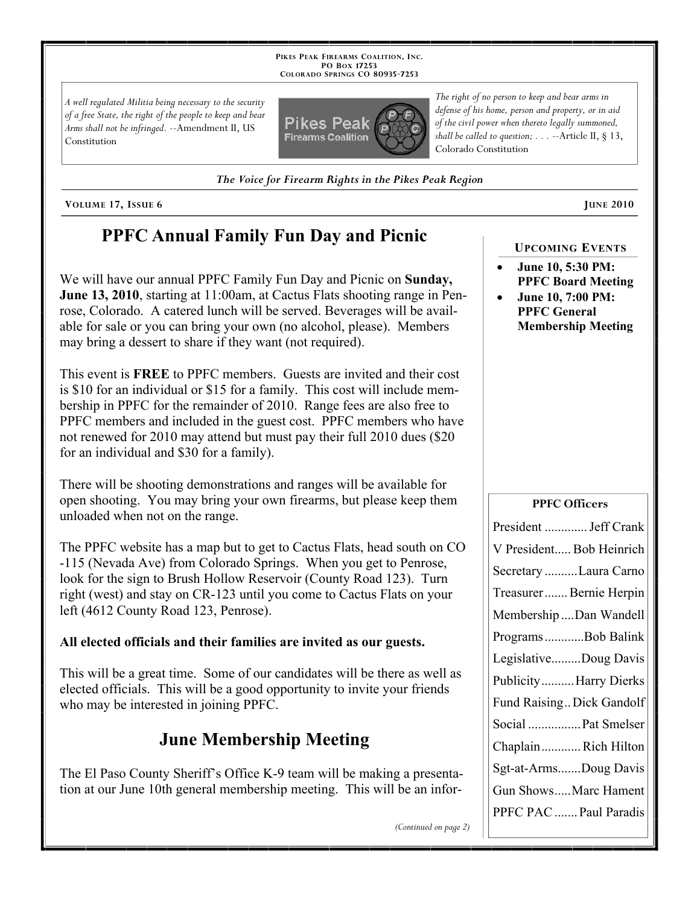PIKES PEAK FIREARMS COALITION, INC.
PO BOX 17253
COLORADO SPRINGS CO 80935-7253

*A well regulated Militia being necessary to the security of a free State, the right of the people to keep and bear Arms shall not be infringed.* --Amendment II, US Constitution

*The right of no person to keep and bear arms in defense of his home, person and property, or in aid of the civil power when thereto legally summoned, shall be called to question; . . .* --Article II, § 13, Colorado Constitution

*The Voice for Firearm Rights in the Pikes Peak Region*

VOLUME 17, ISSUE 6 — JUNE 2010

# PPFC Annual Family Fun Day and Picnic

We will have our annual PPFC Family Fun Day and Picnic on **Sunday, June 13, 2010**, starting at 11:00am, at Cactus Flats shooting range in Penrose, Colorado. A catered lunch will be served. Beverages will be available for sale or you can bring your own (no alcohol, please). Members may bring a dessert to share if they want (not required).

This event is **FREE** to PPFC members. Guests are invited and their cost is $10 for an individual or $15 for a family. This cost will include membership in PPFC for the remainder of 2010. Range fees are also free to PPFC members and included in the guest cost. PPFC members who have not renewed for 2010 may attend but must pay their full 2010 dues ($20 for an individual and $30 for a family).

There will be shooting demonstrations and ranges will be available for open shooting. You may bring your own firearms, but please keep them unloaded when not on the range.

The PPFC website has a map but to get to Cactus Flats, head south on CO-115 (Nevada Ave) from Colorado Springs. When you get to Penrose, look for the sign to Brush Hollow Reservoir (County Road 123). Turn right (west) and stay on CR-123 until you come to Cactus Flats on your left (4612 County Road 123, Penrose).

**All elected officials and their families are invited as our guests.**

This will be a great time. Some of our candidates will be there as well as elected officials. This will be a good opportunity to invite your friends who may be interested in joining PPFC.

# June Membership Meeting

The El Paso County Sheriff's Office K-9 team will be making a presentation at our June 10th general membership meeting. This will be an infor-

*(Continued on page 2)*

## UPCOMING EVENTS

- **June 10, 5:30 PM: PPFC Board Meeting**
- **June 10, 7:00 PM: PPFC General Membership Meeting**

## PPFC Officers

| Office | Name |
|---|---|
| President | Jeff Crank |
| V President | Bob Heinrich |
| Secretary | Laura Carno |
| Treasurer | Bernie Herpin |
| Membership | Dan Wandell |
| Programs | Bob Balink |
| Legislative | Doug Davis |
| Publicity | Harry Dierks |
| Fund Raising | Dick Gandolf |
| Social | Pat Smelser |
| Chaplain | Rich Hilton |
| Sgt-at-Arms | Doug Davis |
| Gun Shows | Marc Hament |
| PPFC PAC | Paul Paradis |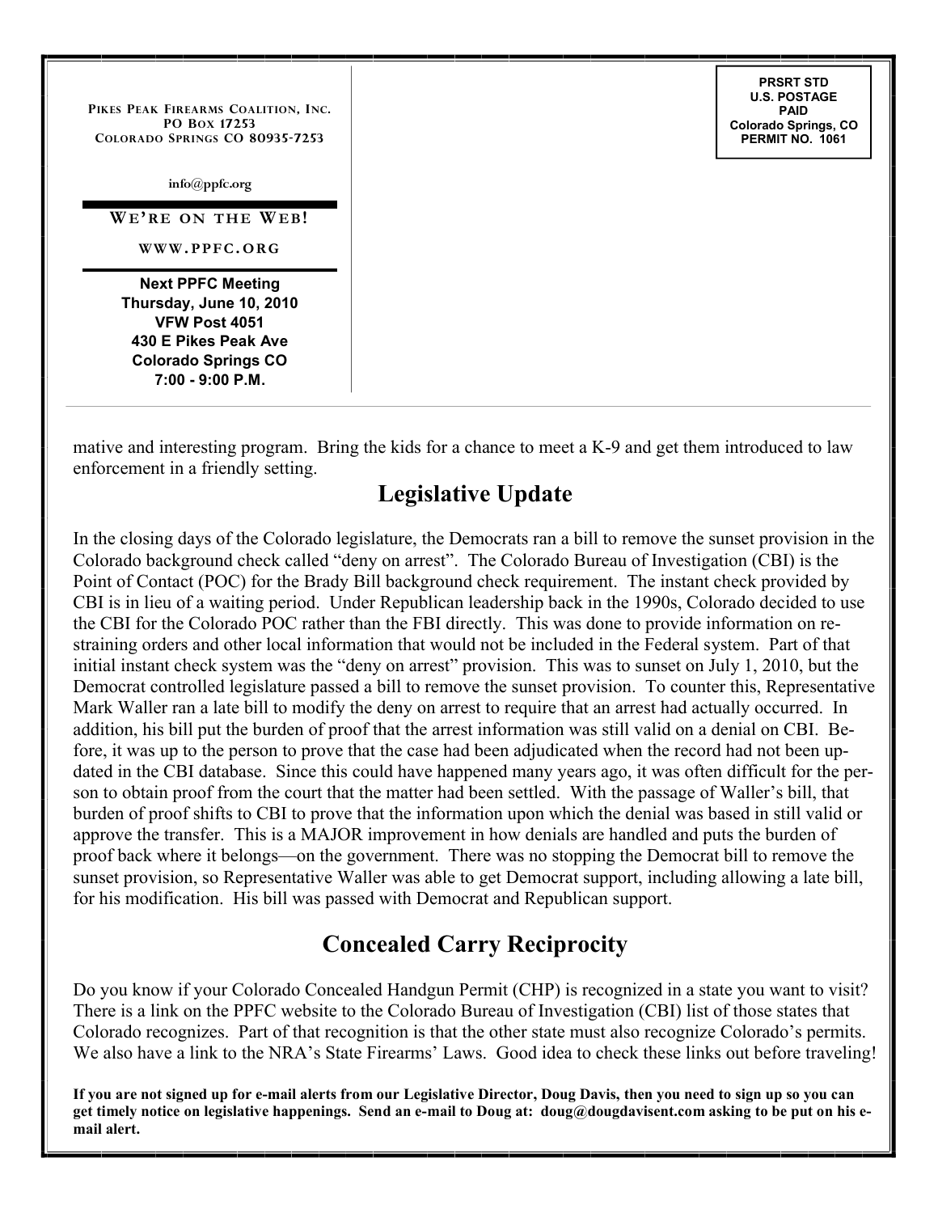**Pikes Peak Firearms Coalition, Inc.**
PO Box 17253
Colorado Springs CO 80935-7253

info@ppfc.org

**We're on the Web!**

**www.ppfc.org**

**Next PPFC Meeting**
**Thursday, June 10, 2010**
**VFW Post 4051**
**430 E Pikes Peak Ave**
**Colorado Springs CO**
**7:00 - 9:00 P.M.**

**PRSRT STD**
**U.S. POSTAGE**
**PAID**
**Colorado Springs, CO**
**PERMIT NO. 1061**

mative and interesting program. Bring the kids for a chance to meet a K-9 and get them introduced to law enforcement in a friendly setting.

## Legislative Update

In the closing days of the Colorado legislature, the Democrats ran a bill to remove the sunset provision in the Colorado background check called "deny on arrest". The Colorado Bureau of Investigation (CBI) is the Point of Contact (POC) for the Brady Bill background check requirement. The instant check provided by CBI is in lieu of a waiting period. Under Republican leadership back in the 1990s, Colorado decided to use the CBI for the Colorado POC rather than the FBI directly. This was done to provide information on restraining orders and other local information that would not be included in the Federal system. Part of that initial instant check system was the "deny on arrest" provision. This was to sunset on July 1, 2010, but the Democrat controlled legislature passed a bill to remove the sunset provision. To counter this, Representative Mark Waller ran a late bill to modify the deny on arrest to require that an arrest had actually occurred. In addition, his bill put the burden of proof that the arrest information was still valid on a denial on CBI. Before, it was up to the person to prove that the case had been adjudicated when the record had not been updated in the CBI database. Since this could have happened many years ago, it was often difficult for the person to obtain proof from the court that the matter had been settled. With the passage of Waller's bill, that burden of proof shifts to CBI to prove that the information upon which the denial was based in still valid or approve the transfer. This is a MAJOR improvement in how denials are handled and puts the burden of proof back where it belongs—on the government. There was no stopping the Democrat bill to remove the sunset provision, so Representative Waller was able to get Democrat support, including allowing a late bill, for his modification. His bill was passed with Democrat and Republican support.

## Concealed Carry Reciprocity

Do you know if your Colorado Concealed Handgun Permit (CHP) is recognized in a state you want to visit? There is a link on the PPFC website to the Colorado Bureau of Investigation (CBI) list of those states that Colorado recognizes. Part of that recognition is that the other state must also recognize Colorado's permits. We also have a link to the NRA's State Firearms' Laws. Good idea to check these links out before traveling!

**If you are not signed up for e-mail alerts from our Legislative Director, Doug Davis, then you need to sign up so you can get timely notice on legislative happenings. Send an e-mail to Doug at: doug@dougdavisent.com asking to be put on his e-mail alert.**